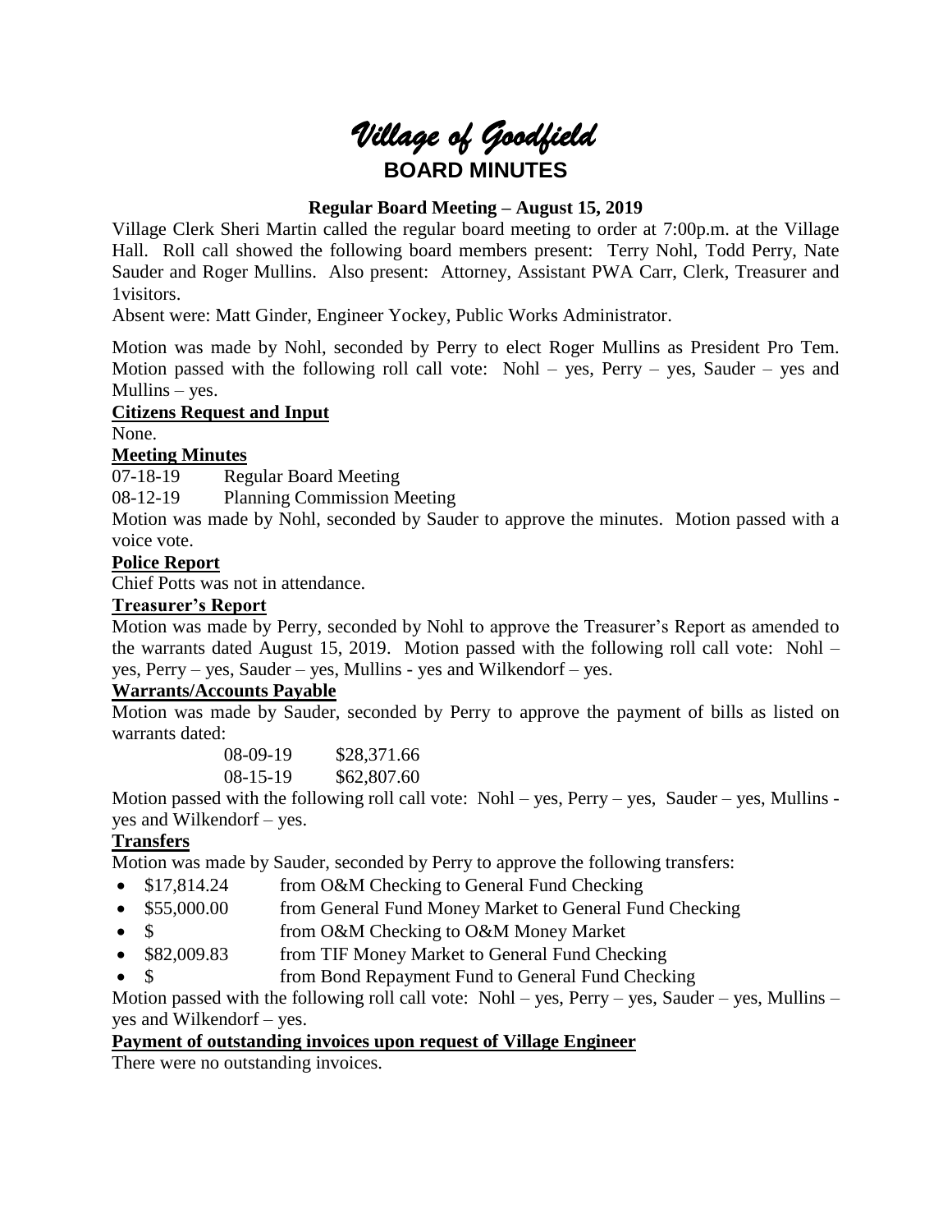# *Village of Goodfield*

## BOARD MINUTES

### Regular Board Meeting – August 15, 2019

Village Clerk Sheri Martin called the regular board meeting to order at 7:00p.m. at the Village Hall. Roll call showed the following board members present: Terry Nohl, Todd Perry, Nate Sauder and Roger Mullins. Also present: Attorney, Assistant PWA Carr, Clerk, Treasurer and 1visitors.

Absent were: Matt Ginder, Engineer Yockey, Public Works Administrator.

Motion was made by Nohl, seconded by Perry to elect Roger Mullins as President Pro Tem. Motion passed with the following roll call vote: Nohl – yes, Perry – yes, Sauder – yes and Mullins – yes.

**Citizens Request and Input**

None.

**Meeting Minutes**

07-18-19 Regular Board Meeting

08-12-19 Planning Commission Meeting

Motion was made by Nohl, seconded by Sauder to approve the minutes. Motion passed with a voice vote.

**Police Report**

Chief Potts was not in attendance.

**Treasurer's Report**

Motion was made by Perry, seconded by Nohl to approve the Treasurer's Report as amended to the warrants dated August 15, 2019. Motion passed with the following roll call vote: Nohl – yes, Perry – yes, Sauder – yes, Mullins - yes and Wilkendorf – yes.

**Warrants/Accounts Payable**

Motion was made by Sauder, seconded by Perry to approve the payment of bills as listed on warrants dated:

08-09-19 $28,371.66

08-15-19 $62,807.60

Motion passed with the following roll call vote: Nohl – yes, Perry – yes, Sauder – yes, Mullins - yes and Wilkendorf – yes.

**Transfers**

Motion was made by Sauder, seconded by Perry to approve the following transfers:

- $17,814.24 from O&M Checking to General Fund Checking
- $55,000.00 from General Fund Money Market to General Fund Checking
- $ from O&M Checking to O&M Money Market
- $82,009.83 from TIF Money Market to General Fund Checking
- $ from Bond Repayment Fund to General Fund Checking

Motion passed with the following roll call vote: Nohl – yes, Perry – yes, Sauder – yes, Mullins – yes and Wilkendorf – yes.

**Payment of outstanding invoices upon request of Village Engineer**

There were no outstanding invoices.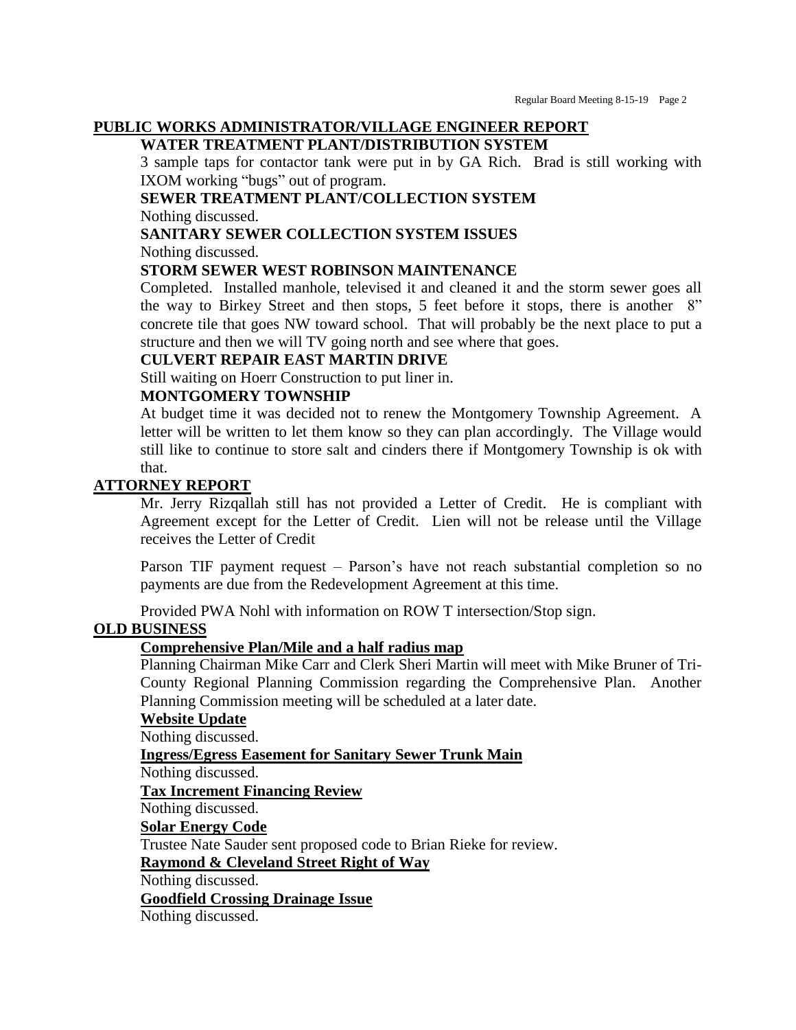## PUBLIC WORKS ADMINISTRATOR/VILLAGE ENGINEER REPORT

### WATER TREATMENT PLANT/DISTRIBUTION SYSTEM

3 sample taps for contactor tank were put in by GA Rich. Brad is still working with IXOM working "bugs" out of program.

### SEWER TREATMENT PLANT/COLLECTION SYSTEM

Nothing discussed.

### SANITARY SEWER COLLECTION SYSTEM ISSUES

Nothing discussed.

### STORM SEWER WEST ROBINSON MAINTENANCE

Completed. Installed manhole, televised it and cleaned it and the storm sewer goes all the way to Birkey Street and then stops, 5 feet before it stops, there is another 8" concrete tile that goes NW toward school. That will probably be the next place to put a structure and then we will TV going north and see where that goes.

### CULVERT REPAIR EAST MARTIN DRIVE

Still waiting on Hoerr Construction to put liner in.

### MONTGOMERY TOWNSHIP

At budget time it was decided not to renew the Montgomery Township Agreement. A letter will be written to let them know so they can plan accordingly. The Village would still like to continue to store salt and cinders there if Montgomery Township is ok with that.

## ATTORNEY REPORT

Mr. Jerry Rizqallah still has not provided a Letter of Credit. He is compliant with Agreement except for the Letter of Credit. Lien will not be release until the Village receives the Letter of Credit

Parson TIF payment request – Parson's have not reach substantial completion so no payments are due from the Redevelopment Agreement at this time.

Provided PWA Nohl with information on ROW T intersection/Stop sign.

## OLD BUSINESS

### Comprehensive Plan/Mile and a half radius map

Planning Chairman Mike Carr and Clerk Sheri Martin will meet with Mike Bruner of Tri-County Regional Planning Commission regarding the Comprehensive Plan. Another Planning Commission meeting will be scheduled at a later date.

### Website Update

Nothing discussed.

### Ingress/Egress Easement for Sanitary Sewer Trunk Main

Nothing discussed.

### Tax Increment Financing Review

Nothing discussed.

### Solar Energy Code

Trustee Nate Sauder sent proposed code to Brian Rieke for review.

### Raymond & Cleveland Street Right of Way

Nothing discussed.

### Goodfield Crossing Drainage Issue

Nothing discussed.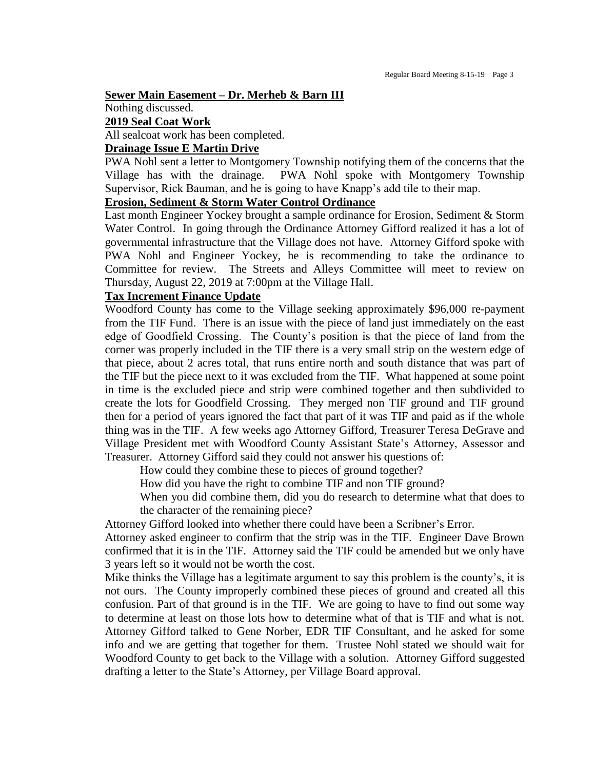**Sewer Main Easement – Dr. Merheb & Barn III**

Nothing discussed.

**2019 Seal Coat Work**

All sealcoat work has been completed.

**Drainage Issue E Martin Drive**

PWA Nohl sent a letter to Montgomery Township notifying them of the concerns that the Village has with the drainage. PWA Nohl spoke with Montgomery Township Supervisor, Rick Bauman, and he is going to have Knapp's add tile to their map.

**Erosion, Sediment & Storm Water Control Ordinance**

Last month Engineer Yockey brought a sample ordinance for Erosion, Sediment & Storm Water Control. In going through the Ordinance Attorney Gifford realized it has a lot of governmental infrastructure that the Village does not have. Attorney Gifford spoke with PWA Nohl and Engineer Yockey, he is recommending to take the ordinance to Committee for review. The Streets and Alleys Committee will meet to review on Thursday, August 22, 2019 at 7:00pm at the Village Hall.

**Tax Increment Finance Update**

Woodford County has come to the Village seeking approximately $96,000 re-payment from the TIF Fund. There is an issue with the piece of land just immediately on the east edge of Goodfield Crossing. The County's position is that the piece of land from the corner was properly included in the TIF there is a very small strip on the western edge of that piece, about 2 acres total, that runs entire north and south distance that was part of the TIF but the piece next to it was excluded from the TIF. What happened at some point in time is the excluded piece and strip were combined together and then subdivided to create the lots for Goodfield Crossing. They merged non TIF ground and TIF ground then for a period of years ignored the fact that part of it was TIF and paid as if the whole thing was in the TIF. A few weeks ago Attorney Gifford, Treasurer Teresa DeGrave and Village President met with Woodford County Assistant State's Attorney, Assessor and Treasurer. Attorney Gifford said they could not answer his questions of:

How could they combine these to pieces of ground together?

How did you have the right to combine TIF and non TIF ground?

When you did combine them, did you do research to determine what that does to the character of the remaining piece?

Attorney Gifford looked into whether there could have been a Scribner's Error.

Attorney asked engineer to confirm that the strip was in the TIF. Engineer Dave Brown confirmed that it is in the TIF. Attorney said the TIF could be amended but we only have 3 years left so it would not be worth the cost.

Mike thinks the Village has a legitimate argument to say this problem is the county's, it is not ours. The County improperly combined these pieces of ground and created all this confusion. Part of that ground is in the TIF. We are going to have to find out some way to determine at least on those lots how to determine what of that is TIF and what is not. Attorney Gifford talked to Gene Norber, EDR TIF Consultant, and he asked for some info and we are getting that together for them. Trustee Nohl stated we should wait for Woodford County to get back to the Village with a solution. Attorney Gifford suggested drafting a letter to the State's Attorney, per Village Board approval.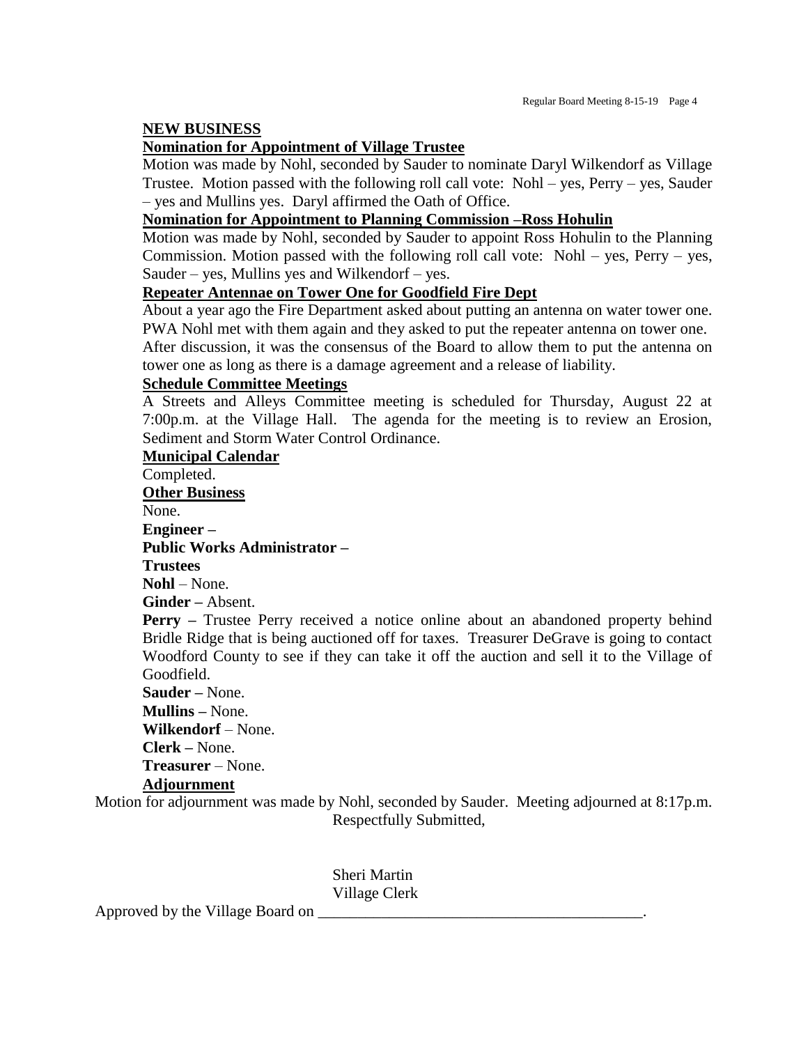**NEW BUSINESS**

**Nomination for Appointment of Village Trustee**

Motion was made by Nohl, seconded by Sauder to nominate Daryl Wilkendorf as Village Trustee. Motion passed with the following roll call vote: Nohl – yes, Perry – yes, Sauder – yes and Mullins yes. Daryl affirmed the Oath of Office.

**Nomination for Appointment to Planning Commission –Ross Hohulin**

Motion was made by Nohl, seconded by Sauder to appoint Ross Hohulin to the Planning Commission. Motion passed with the following roll call vote: Nohl – yes, Perry – yes, Sauder – yes, Mullins yes and Wilkendorf – yes.

**Repeater Antennae on Tower One for Goodfield Fire Dept**

About a year ago the Fire Department asked about putting an antenna on water tower one. PWA Nohl met with them again and they asked to put the repeater antenna on tower one. After discussion, it was the consensus of the Board to allow them to put the antenna on tower one as long as there is a damage agreement and a release of liability.

**Schedule Committee Meetings**

A Streets and Alleys Committee meeting is scheduled for Thursday, August 22 at 7:00p.m. at the Village Hall. The agenda for the meeting is to review an Erosion, Sediment and Storm Water Control Ordinance.

**Municipal Calendar**

Completed.

**Other Business**

None.

**Engineer –**

**Public Works Administrator –**

**Trustees**

**Nohl** – None.

**Ginder –** Absent.

**Perry –** Trustee Perry received a notice online about an abandoned property behind Bridle Ridge that is being auctioned off for taxes. Treasurer DeGrave is going to contact Woodford County to see if they can take it off the auction and sell it to the Village of Goodfield.

**Sauder –** None.

**Mullins –** None.

**Wilkendorf** – None.

**Clerk –** None.

**Treasurer** – None.

**Adjournment**

Motion for adjournment was made by Nohl, seconded by Sauder. Meeting adjourned at 8:17p.m.

Respectfully Submitted,

Sheri Martin
Village Clerk

Approved by the Village Board on \_\_\_\_\_\_\_\_\_\_\_\_\_\_\_\_\_\_\_\_\_\_\_\_\_\_\_\_\_\_\_\_\_\_\_\_\_\_\_\_.